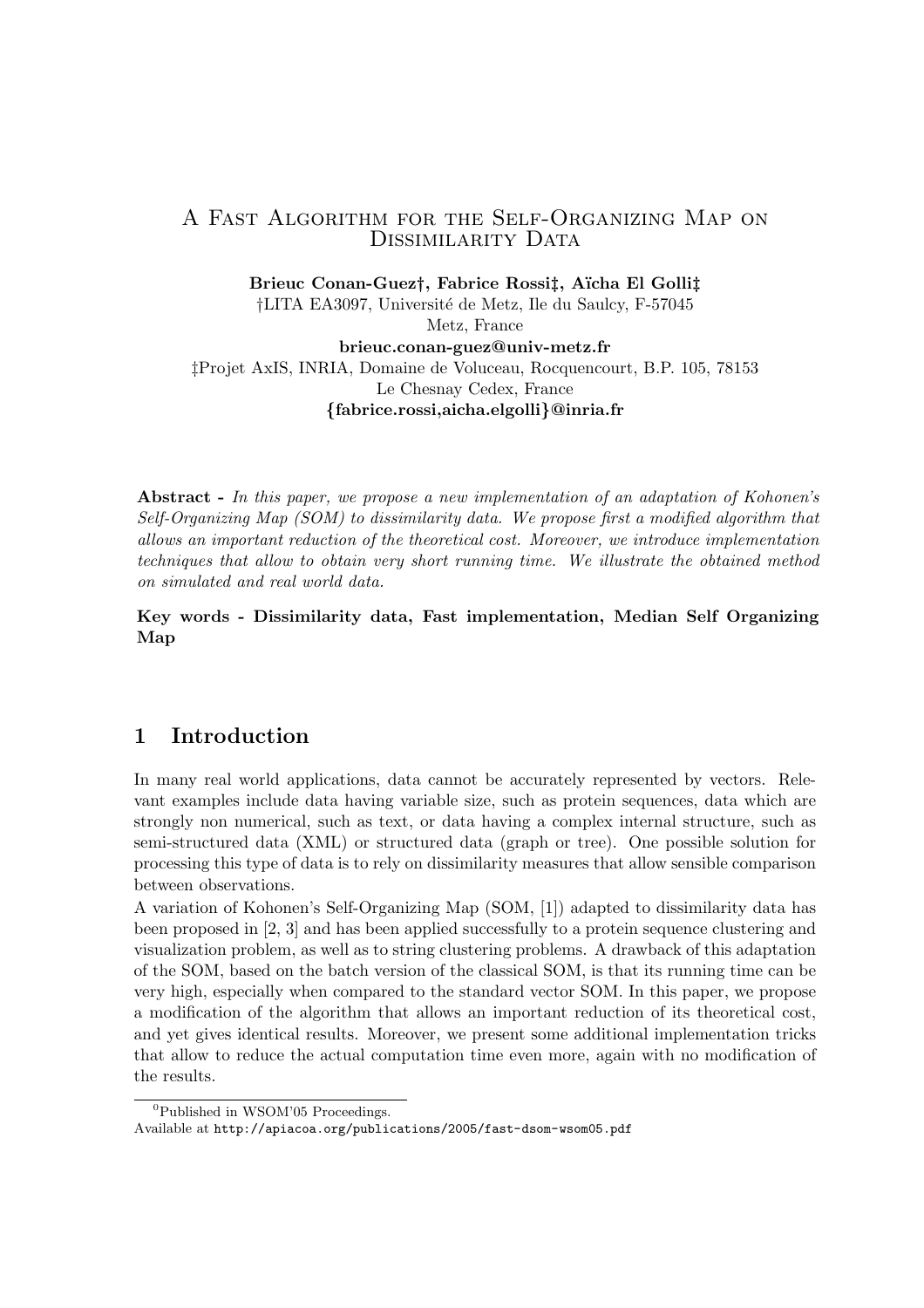# A Fast Algorithm for the Self-Organizing Map on Dissimilarity Data

**Brieuc Conan-Guez†, Fabrice Rossi‡, Aïcha El Golli‡**

†LITA EA3097, Université de Metz, Ile du Saulcy, F-57045
Metz, France
**brieuc.conan-guez@univ-metz.fr**
‡Projet AxIS, INRIA, Domaine de Voluceau, Rocquencourt, B.P. 105, 78153
Le Chesnay Cedex, France
**{fabrice.rossi,aicha.elgolli}@inria.fr**

**Abstract -** *In this paper, we propose a new implementation of an adaptation of Kohonen's Self-Organizing Map (SOM) to dissimilarity data. We propose first a modified algorithm that allows an important reduction of the theoretical cost. Moreover, we introduce implementation techniques that allow to obtain very short running time. We illustrate the obtained method on simulated and real world data.*

**Key words - Dissimilarity data, Fast implementation, Median Self Organizing Map**

## 1 Introduction

In many real world applications, data cannot be accurately represented by vectors. Relevant examples include data having variable size, such as protein sequences, data which are strongly non numerical, such as text, or data having a complex internal structure, such as semi-structured data (XML) or structured data (graph or tree). One possible solution for processing this type of data is to rely on dissimilarity measures that allow sensible comparison between observations.

A variation of Kohonen's Self-Organizing Map (SOM, [1]) adapted to dissimilarity data has been proposed in [2, 3] and has been applied successfully to a protein sequence clustering and visualization problem, as well as to string clustering problems. A drawback of this adaptation of the SOM, based on the batch version of the classical SOM, is that its running time can be very high, especially when compared to the standard vector SOM. In this paper, we propose a modification of the algorithm that allows an important reduction of its theoretical cost, and yet gives identical results. Moreover, we present some additional implementation tricks that allow to reduce the actual computation time even more, again with no modification of the results.

[0] Published in WSOM'05 Proceedings.
Available at http://apiacoa.org/publications/2005/fast-dsom-wsom05.pdf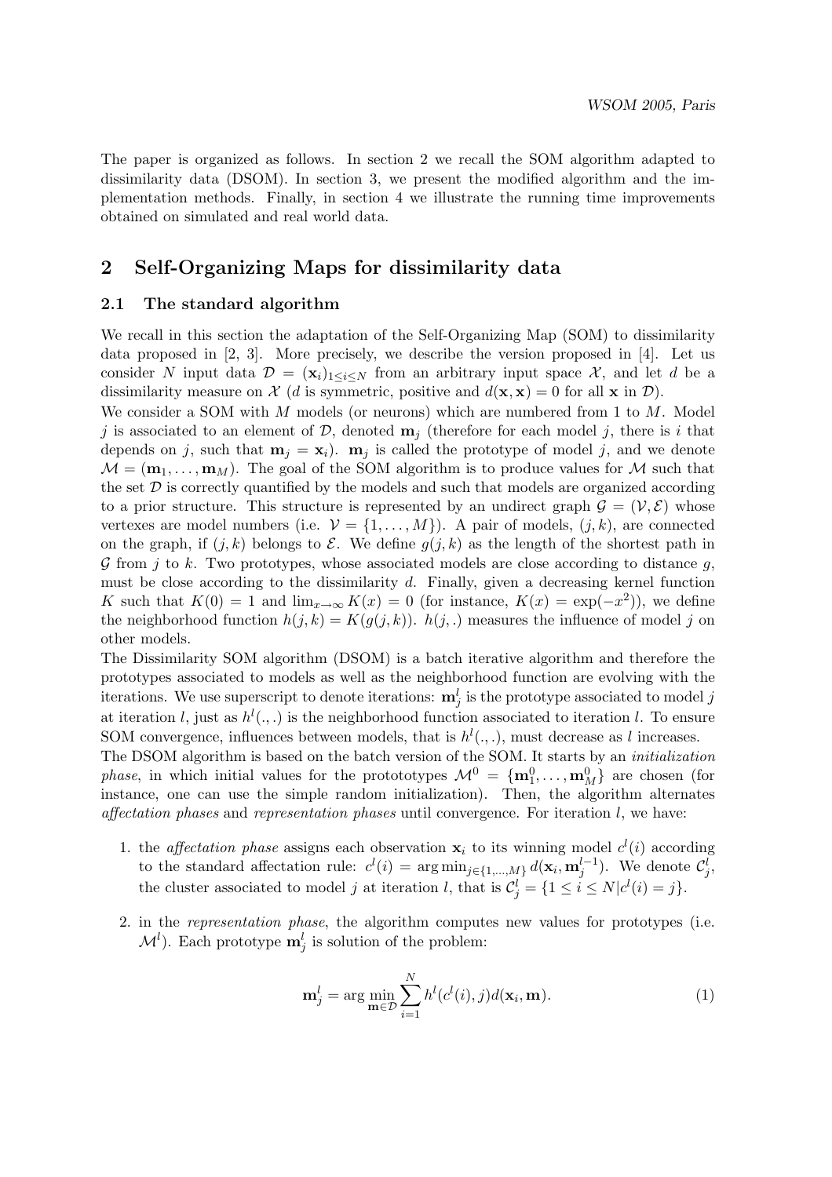The paper is organized as follows. In section 2 we recall the SOM algorithm adapted to dissimilarity data (DSOM). In section 3, we present the modified algorithm and the implementation methods. Finally, in section 4 we illustrate the running time improvements obtained on simulated and real world data.

## 2 Self-Organizing Maps for dissimilarity data

### 2.1 The standard algorithm

We recall in this section the adaptation of the Self-Organizing Map (SOM) to dissimilarity data proposed in [2, 3]. More precisely, we describe the version proposed in [4]. Let us consider $N$ input data $\mathcal{D} = (\mathbf{x}_i)_{1 \leq i \leq N}$ from an arbitrary input space $\mathcal{X}$, and let $d$ be a dissimilarity measure on $\mathcal{X}$ ($d$ is symmetric, positive and $d(\mathbf{x}, \mathbf{x}) = 0$ for all $\mathbf{x}$ in $\mathcal{D}$).

We consider a SOM with $M$ models (or neurons) which are numbered from 1 to $M$. Model $j$ is associated to an element of $\mathcal{D}$, denoted $\mathbf{m}_j$ (therefore for each model $j$, there is $i$ that depends on $j$, such that $\mathbf{m}_j = \mathbf{x}_i$). $\mathbf{m}_j$ is called the prototype of model $j$, and we denote $\mathcal{M} = (\mathbf{m}_1, \ldots, \mathbf{m}_M)$. The goal of the SOM algorithm is to produce values for $\mathcal{M}$ such that the set $\mathcal{D}$ is correctly quantified by the models and such that models are organized according to a prior structure. This structure is represented by an undirect graph $\mathcal{G} = (\mathcal{V}, \mathcal{E})$ whose vertexes are model numbers (i.e. $\mathcal{V} = \{1, \ldots, M\}$). A pair of models, $(j, k)$, are connected on the graph, if $(j, k)$ belongs to $\mathcal{E}$. We define $g(j, k)$ as the length of the shortest path in $\mathcal{G}$ from $j$ to $k$. Two prototypes, whose associated models are close according to distance $g$, must be close according to the dissimilarity $d$. Finally, given a decreasing kernel function $K$ such that $K(0) = 1$ and $\lim_{x \to \infty} K(x) = 0$ (for instance, $K(x) = \exp(-x^2)$), we define the neighborhood function $h(j, k) = K(g(j, k))$. $h(j, .)$ measures the influence of model $j$ on other models.

The Dissimilarity SOM algorithm (DSOM) is a batch iterative algorithm and therefore the prototypes associated to models as well as the neighborhood function are evolving with the iterations. We use superscript to denote iterations: $\mathbf{m}_j^l$ is the prototype associated to model $j$ at iteration $l$, just as $h^l(., .)$ is the neighborhood function associated to iteration $l$. To ensure SOM convergence, influences between models, that is $h^l(., .)$, must decrease as $l$ increases.

The DSOM algorithm is based on the batch version of the SOM. It starts by an *initialization phase*, in which initial values for the protototypes $\mathcal{M}^0 = \{\mathbf{m}_1^0, \ldots, \mathbf{m}_M^0\}$ are chosen (for instance, one can use the simple random initialization). Then, the algorithm alternates *affectation phases* and *representation phases* until convergence. For iteration $l$, we have:

1. the *affectation phase* assigns each observation $\mathbf{x}_i$ to its winning model $c^l(i)$ according to the standard affectation rule: $c^l(i) = \arg\min_{j \in \{1, \ldots, M\}} d(\mathbf{x}_i, \mathbf{m}_j^{l-1})$. We denote $\mathcal{C}_j^l$, the cluster associated to model $j$ at iteration $l$, that is $\mathcal{C}_j^l = \{1 \leq i \leq N | c^l(i) = j\}$.

2. in the *representation phase*, the algorithm computes new values for prototypes (i.e. $\mathcal{M}^l$). Each prototype $\mathbf{m}_j^l$ is solution of the problem:

$$\mathbf{m}_j^l = \arg\min_{\mathbf{m} \in \mathcal{D}} \sum_{i=1}^{N} h^l(c^l(i), j) d(\mathbf{x}_i, \mathbf{m}). \tag{1}$$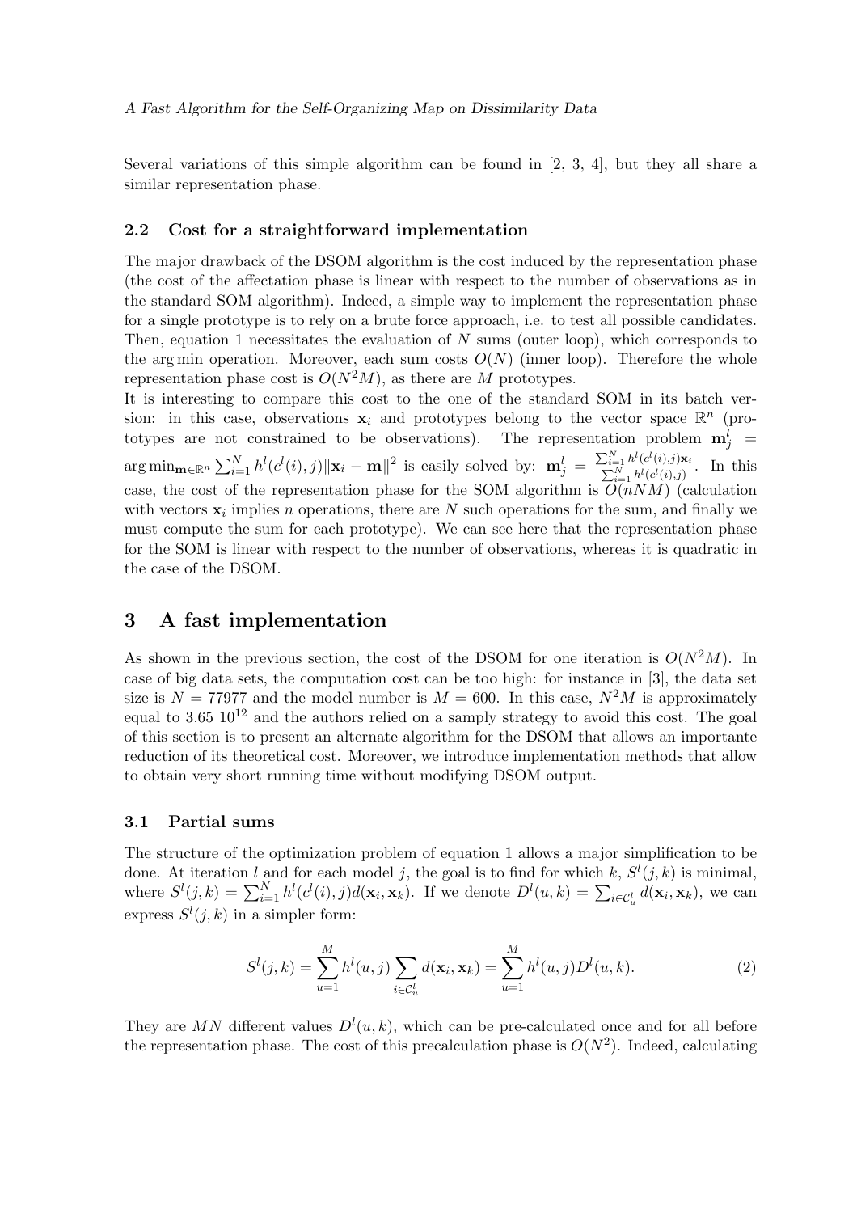Several variations of this simple algorithm can be found in [2, 3, 4], but they all share a similar representation phase.

### 2.2 Cost for a straightforward implementation

The major drawback of the DSOM algorithm is the cost induced by the representation phase (the cost of the affectation phase is linear with respect to the number of observations as in the standard SOM algorithm). Indeed, a simple way to implement the representation phase for a single prototype is to rely on a brute force approach, i.e. to test all possible candidates. Then, equation 1 necessitates the evaluation of $N$ sums (outer loop), which corresponds to the $\arg\min$ operation. Moreover, each sum costs $O(N)$ (inner loop). Therefore the whole representation phase cost is $O(N^2M)$, as there are $M$ prototypes.

It is interesting to compare this cost to the one of the standard SOM in its batch version: in this case, observations $\mathbf{x}_i$ and prototypes belong to the vector space $\mathbb{R}^n$ (prototypes are not constrained to be observations). The representation problem $\mathbf{m}_j^l = \arg\min_{\mathbf{m}\in\mathbb{R}^n} \sum_{i=1}^N h^l(c^l(i), j)\|\mathbf{x}_i - \mathbf{m}\|^2$ is easily solved by: $\mathbf{m}_j^l = \frac{\sum_{i=1}^N h^l(c^l(i),j)\mathbf{x}_i}{\sum_{i=1}^N h^l(c^l(i),j)}$. In this case, the cost of the representation phase for the SOM algorithm is $O(nNM)$ (calculation with vectors $\mathbf{x}_i$ implies $n$ operations, there are $N$ such operations for the sum, and finally we must compute the sum for each prototype). We can see here that the representation phase for the SOM is linear with respect to the number of observations, whereas it is quadratic in the case of the DSOM.

## 3 A fast implementation

As shown in the previous section, the cost of the DSOM for one iteration is $O(N^2M)$. In case of big data sets, the computation cost can be too high: for instance in [3], the data set size is $N = 77977$ and the model number is $M = 600$. In this case, $N^2M$ is approximately equal to $3.65\ 10^{12}$ and the authors relied on a samply strategy to avoid this cost. The goal of this section is to present an alternate algorithm for the DSOM that allows an importante reduction of its theoretical cost. Moreover, we introduce implementation methods that allow to obtain very short running time without modifying DSOM output.

### 3.1 Partial sums

The structure of the optimization problem of equation 1 allows a major simplification to be done. At iteration $l$ and for each model $j$, the goal is to find for which $k$, $S^l(j,k)$ is minimal, where $S^l(j,k) = \sum_{i=1}^N h^l(c^l(i), j)d(\mathbf{x}_i, \mathbf{x}_k)$. If we denote $D^l(u,k) = \sum_{i\in\mathcal{C}_u^l} d(\mathbf{x}_i, \mathbf{x}_k)$, we can express $S^l(j,k)$ in a simpler form:

$$S^l(j,k) = \sum_{u=1}^M h^l(u,j) \sum_{i\in\mathcal{C}_u^l} d(\mathbf{x}_i, \mathbf{x}_k) = \sum_{u=1}^M h^l(u,j) D^l(u,k). \tag{2}$$

They are $MN$ different values $D^l(u,k)$, which can be pre-calculated once and for all before the representation phase. The cost of this precalculation phase is $O(N^2)$. Indeed, calculating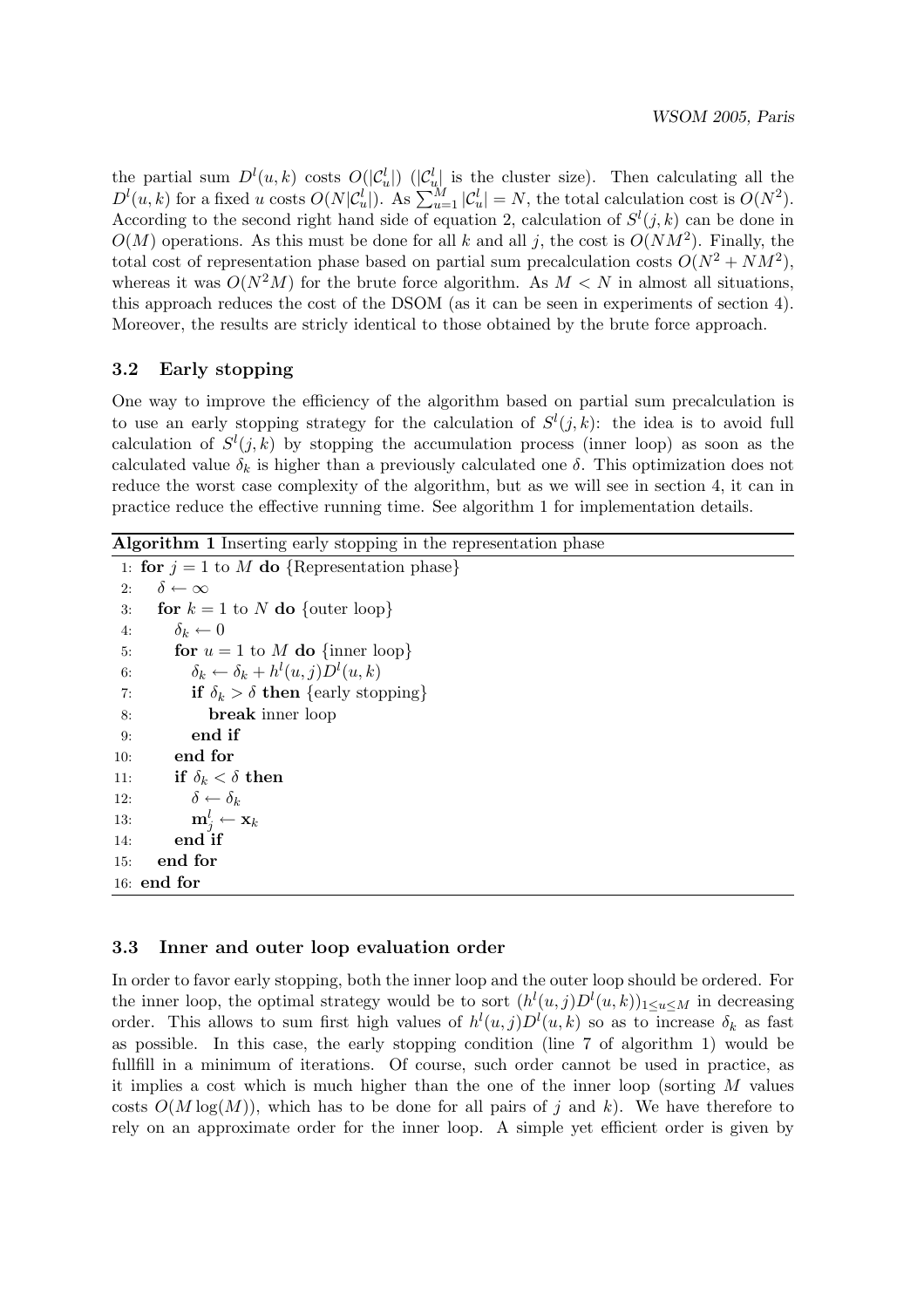the partial sum $D^l(u,k)$ costs $O(|\mathcal{C}_u^l|)$ ($|\mathcal{C}_u^l|$ is the cluster size). Then calculating all the $D^l(u,k)$ for a fixed $u$ costs $O(N|\mathcal{C}_u^l|)$. As $\sum_{u=1}^{M} |\mathcal{C}_u^l| = N$, the total calculation cost is $O(N^2)$. According to the second right hand side of equation 2, calculation of $S^l(j,k)$ can be done in $O(M)$ operations. As this must be done for all $k$ and all $j$, the cost is $O(NM^2)$. Finally, the total cost of representation phase based on partial sum precalculation costs $O(N^2 + NM^2)$, whereas it was $O(N^2M)$ for the brute force algorithm. As $M < N$ in almost all situations, this approach reduces the cost of the DSOM (as it can be seen in experiments of section 4). Moreover, the results are stricly identical to those obtained by the brute force approach.

### 3.2 Early stopping

One way to improve the efficiency of the algorithm based on partial sum precalculation is to use an early stopping strategy for the calculation of $S^l(j,k)$: the idea is to avoid full calculation of $S^l(j,k)$ by stopping the accumulation process (inner loop) as soon as the calculated value $\delta_k$ is higher than a previously calculated one $\delta$. This optimization does not reduce the worst case complexity of the algorithm, but as we will see in section 4, it can in practice reduce the effective running time. See algorithm 1 for implementation details.

**Algorithm 1** Inserting early stopping in the representation phase

```
1:  for j = 1 to M do {Representation phase}
2:     δ ← ∞
3:     for k = 1 to N do {outer loop}
4:        δ_k ← 0
5:        for u = 1 to M do {inner loop}
6:           δ_k ← δ_k + h^l(u, j) D^l(u, k)
7:           if δ_k > δ then {early stopping}
8:              break inner loop
9:           end if
10:       end for
11:       if δ_k < δ then
12:          δ ← δ_k
13:          m_j^l ← x_k
14:       end if
15:    end for
16: end for
```

### 3.3 Inner and outer loop evaluation order

In order to favor early stopping, both the inner loop and the outer loop should be ordered. For the inner loop, the optimal strategy would be to sort $(h^l(u,j)D^l(u,k))_{1 \leq u \leq M}$ in decreasing order. This allows to sum first high values of $h^l(u,j)D^l(u,k)$ so as to increase $\delta_k$ as fast as possible. In this case, the early stopping condition (line 7 of algorithm 1) would be fullfill in a minimum of iterations. Of course, such order cannot be used in practice, as it implies a cost which is much higher than the one of the inner loop (sorting $M$ values costs $O(M \log(M))$, which has to be done for all pairs of $j$ and $k$). We have therefore to rely on an approximate order for the inner loop. A simple yet efficient order is given by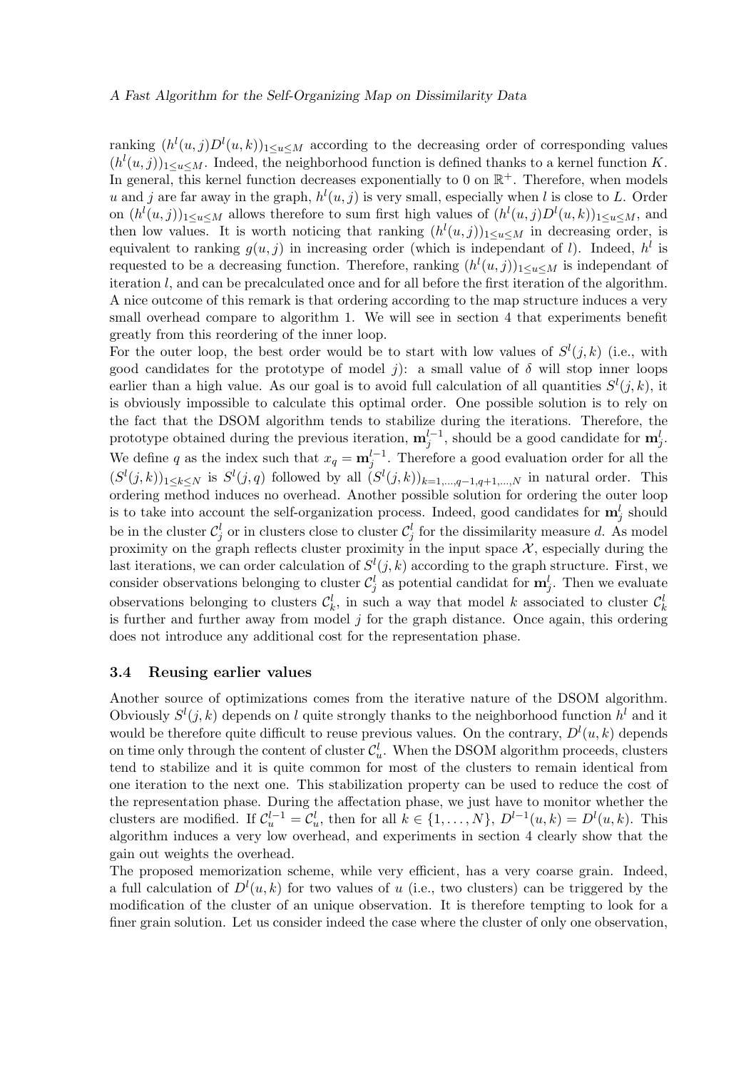ranking $(h^l(u,j)D^l(u,k))_{1\leq u\leq M}$ according to the decreasing order of corresponding values $(h^l(u,j))_{1\leq u\leq M}$. Indeed, the neighborhood function is defined thanks to a kernel function $K$. In general, this kernel function decreases exponentially to 0 on $\mathbb{R}^+$. Therefore, when models $u$ and $j$ are far away in the graph, $h^l(u,j)$ is very small, especially when $l$ is close to $L$. Order on $(h^l(u,j))_{1\leq u\leq M}$ allows therefore to sum first high values of $(h^l(u,j)D^l(u,k))_{1\leq u\leq M}$, and then low values. It is worth noticing that ranking $(h^l(u,j))_{1\leq u\leq M}$ in decreasing order, is equivalent to ranking $g(u,j)$ in increasing order (which is independant of $l$). Indeed, $h^l$ is requested to be a decreasing function. Therefore, ranking $(h^l(u,j))_{1\leq u\leq M}$ is independant of iteration $l$, and can be precalculated once and for all before the first iteration of the algorithm. A nice outcome of this remark is that ordering according to the map structure induces a very small overhead compare to algorithm 1. We will see in section 4 that experiments benefit greatly from this reordering of the inner loop.

For the outer loop, the best order would be to start with low values of $S^l(j,k)$ (i.e., with good candidates for the prototype of model $j$): a small value of $\delta$ will stop inner loops earlier than a high value. As our goal is to avoid full calculation of all quantities $S^l(j,k)$, it is obviously impossible to calculate this optimal order. One possible solution is to rely on the fact that the DSOM algorithm tends to stabilize during the iterations. Therefore, the prototype obtained during the previous iteration, $\mathbf{m}_j^{l-1}$, should be a good candidate for $\mathbf{m}_j^l$. We define $q$ as the index such that $x_q = \mathbf{m}_j^{l-1}$. Therefore a good evaluation order for all the $(S^l(j,k))_{1\leq k\leq N}$ is $S^l(j,q)$ followed by all $(S^l(j,k))_{k=1,\ldots,q-1,q+1,\ldots,N}$ in natural order. This ordering method induces no overhead. Another possible solution for ordering the outer loop is to take into account the self-organization process. Indeed, good candidates for $\mathbf{m}_j^l$ should be in the cluster $\mathcal{C}_j^l$ or in clusters close to cluster $\mathcal{C}_j^l$ for the dissimilarity measure $d$. As model proximity on the graph reflects cluster proximity in the input space $\mathcal{X}$, especially during the last iterations, we can order calculation of $S^l(j,k)$ according to the graph structure. First, we consider observations belonging to cluster $\mathcal{C}_j^l$ as potential candidat for $\mathbf{m}_j^l$. Then we evaluate observations belonging to clusters $\mathcal{C}_k^l$, in such a way that model $k$ associated to cluster $\mathcal{C}_k^l$ is further and further away from model $j$ for the graph distance. Once again, this ordering does not introduce any additional cost for the representation phase.

### 3.4 Reusing earlier values

Another source of optimizations comes from the iterative nature of the DSOM algorithm. Obviously $S^l(j,k)$ depends on $l$ quite strongly thanks to the neighborhood function $h^l$ and it would be therefore quite difficult to reuse previous values. On the contrary, $D^l(u,k)$ depends on time only through the content of cluster $\mathcal{C}_u^l$. When the DSOM algorithm proceeds, clusters tend to stabilize and it is quite common for most of the clusters to remain identical from one iteration to the next one. This stabilization property can be used to reduce the cost of the representation phase. During the affectation phase, we just have to monitor whether the clusters are modified. If $\mathcal{C}_u^{l-1} = \mathcal{C}_u^l$, then for all $k \in \{1,\ldots,N\}$, $D^{l-1}(u,k) = D^l(u,k)$. This algorithm induces a very low overhead, and experiments in section 4 clearly show that the gain out weights the overhead.

The proposed memorization scheme, while very efficient, has a very coarse grain. Indeed, a full calculation of $D^l(u,k)$ for two values of $u$ (i.e., two clusters) can be triggered by the modification of the cluster of an unique observation. It is therefore tempting to look for a finer grain solution. Let us consider indeed the case where the cluster of only one observation,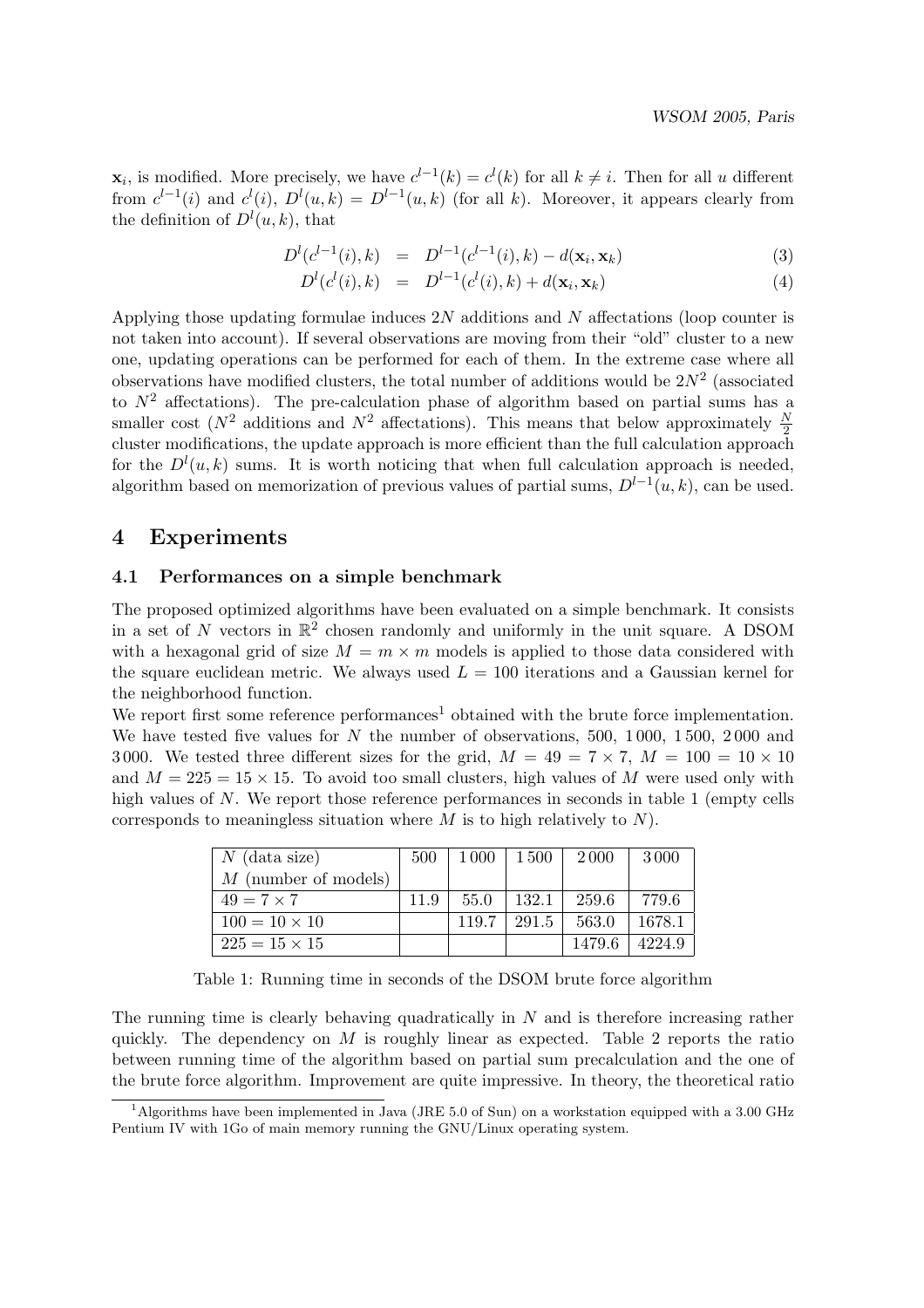$\mathbf{x}_i$, is modified. More precisely, we have $c^{l-1}(k) = c^l(k)$ for all $k \neq i$. Then for all $u$ different from $c^{l-1}(i)$ and $c^l(i)$, $D^l(u,k) = D^{l-1}(u,k)$ (for all $k$). Moreover, it appears clearly from the definition of $D^l(u,k)$, that

$$D^l(c^{l-1}(i),k) = D^{l-1}(c^{l-1}(i),k) - d(\mathbf{x}_i,\mathbf{x}_k) \tag{3}$$

$$D^l(c^l(i),k) = D^{l-1}(c^l(i),k) + d(\mathbf{x}_i,\mathbf{x}_k) \tag{4}$$

Applying those updating formulae induces $2N$ additions and $N$ affectations (loop counter is not taken into account). If several observations are moving from their "old" cluster to a new one, updating operations can be performed for each of them. In the extreme case where all observations have modified clusters, the total number of additions would be $2N^2$ (associated to $N^2$ affectations). The pre-calculation phase of algorithm based on partial sums has a smaller cost ($N^2$ additions and $N^2$ affectations). This means that below approximately $\frac{N}{2}$ cluster modifications, the update approach is more efficient than the full calculation approach for the $D^l(u,k)$ sums. It is worth noticing that when full calculation approach is needed, algorithm based on memorization of previous values of partial sums, $D^{l-1}(u,k)$, can be used.

## 4 Experiments

### 4.1 Performances on a simple benchmark

The proposed optimized algorithms have been evaluated on a simple benchmark. It consists in a set of $N$ vectors in $\mathbb{R}^2$ chosen randomly and uniformly in the unit square. A DSOM with a hexagonal grid of size $M = m \times m$ models is applied to those data considered with the square euclidean metric. We always used $L = 100$ iterations and a Gaussian kernel for the neighborhood function.

We report first some reference performances[1] obtained with the brute force implementation. We have tested five values for $N$ the number of observations, 500, 1 000, 1 500, 2 000 and 3 000. We tested three different sizes for the grid, $M = 49 = 7 \times 7$, $M = 100 = 10 \times 10$ and $M = 225 = 15 \times 15$. To avoid too small clusters, high values of $M$ were used only with high values of $N$. We report those reference performances in seconds in table 1 (empty cells corresponds to meaningless situation where $M$ is to high relatively to $N$).

| $N$ (data size) / $M$ (number of models) | 500 | 1 000 | 1 500 | 2 000 | 3 000 |
|---|---|---|---|---|---|
| $49 = 7 \times 7$ | 11.9 | 55.0 | 132.1 | 259.6 | 779.6 |
| $100 = 10 \times 10$ | | 119.7 | 291.5 | 563.0 | 1678.1 |
| $225 = 15 \times 15$ | | | | 1479.6 | 4224.9 |

Table 1: Running time in seconds of the DSOM brute force algorithm

The running time is clearly behaving quadratically in $N$ and is therefore increasing rather quickly. The dependency on $M$ is roughly linear as expected. Table 2 reports the ratio between running time of the algorithm based on partial sum precalculation and the one of the brute force algorithm. Improvement are quite impressive. In theory, the theoretical ratio

[1] Algorithms have been implemented in Java (JRE 5.0 of Sun) on a workstation equipped with a 3.00 GHz Pentium IV with 1Go of main memory running the GNU/Linux operating system.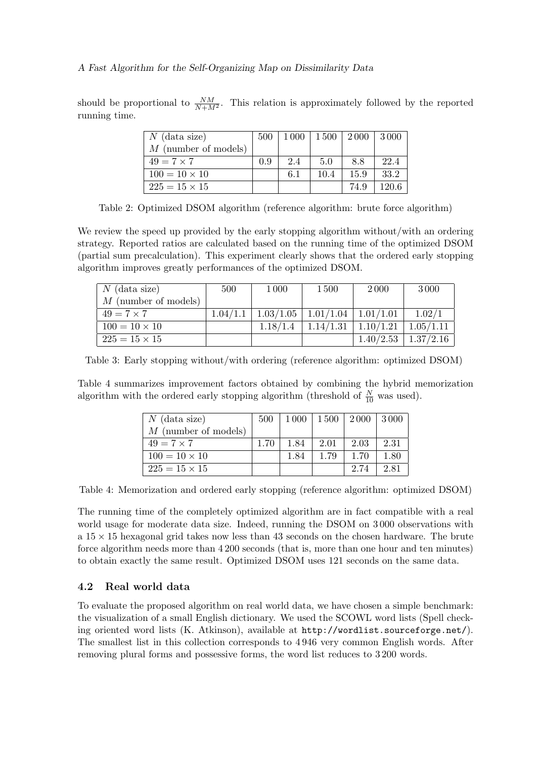should be proportional to $\frac{NM}{N+M^2}$. This relation is approximately followed by the reported running time.

| $N$ (data size) <br> $M$ (number of models) | 500 | 1 000 | 1 500 | 2 000 | 3 000 |
|---|---|---|---|---|---|
| $49 = 7 \times 7$ | 0.9 | 2.4 | 5.0 | 8.8 | 22.4 |
| $100 = 10 \times 10$ | | 6.1 | 10.4 | 15.9 | 33.2 |
| $225 = 15 \times 15$ | | | | 74.9 | 120.6 |

Table 2: Optimized DSOM algorithm (reference algorithm: brute force algorithm)

We review the speed up provided by the early stopping algorithm without/with an ordering strategy. Reported ratios are calculated based on the running time of the optimized DSOM (partial sum precalculation). This experiment clearly shows that the ordered early stopping algorithm improves greatly performances of the optimized DSOM.

| $N$ (data size) <br> $M$ (number of models) | 500 | 1 000 | 1 500 | 2 000 | 3 000 |
|---|---|---|---|---|---|
| $49 = 7 \times 7$ | 1.04/1.1 | 1.03/1.05 | 1.01/1.04 | 1.01/1.01 | 1.02/1 |
| $100 = 10 \times 10$ | | 1.18/1.4 | 1.14/1.31 | 1.10/1.21 | 1.05/1.11 |
| $225 = 15 \times 15$ | | | | 1.40/2.53 | 1.37/2.16 |

Table 3: Early stopping without/with ordering (reference algorithm: optimized DSOM)

Table 4 summarizes improvement factors obtained by combining the hybrid memorization algorithm with the ordered early stopping algorithm (threshold of $\frac{N}{10}$ was used).

| $N$ (data size) <br> $M$ (number of models) | 500 | 1 000 | 1 500 | 2 000 | 3 000 |
|---|---|---|---|---|---|
| $49 = 7 \times 7$ | 1.70 | 1.84 | 2.01 | 2.03 | 2.31 |
| $100 = 10 \times 10$ | | 1.84 | 1.79 | 1.70 | 1.80 |
| $225 = 15 \times 15$ | | | | 2.74 | 2.81 |

Table 4: Memorization and ordered early stopping (reference algorithm: optimized DSOM)

The running time of the completely optimized algorithm are in fact compatible with a real world usage for moderate data size. Indeed, running the DSOM on 3 000 observations with a $15 \times 15$ hexagonal grid takes now less than 43 seconds on the chosen hardware. The brute force algorithm needs more than 4 200 seconds (that is, more than one hour and ten minutes) to obtain exactly the same result. Optimized DSOM uses 121 seconds on the same data.

### 4.2 Real world data

To evaluate the proposed algorithm on real world data, we have chosen a simple benchmark: the visualization of a small English dictionary. We used the SCOWL word lists (Spell checking oriented word lists (K. Atkinson), available at `http://wordlist.sourceforge.net/`). The smallest list in this collection corresponds to 4 946 very common English words. After removing plural forms and possessive forms, the word list reduces to 3 200 words.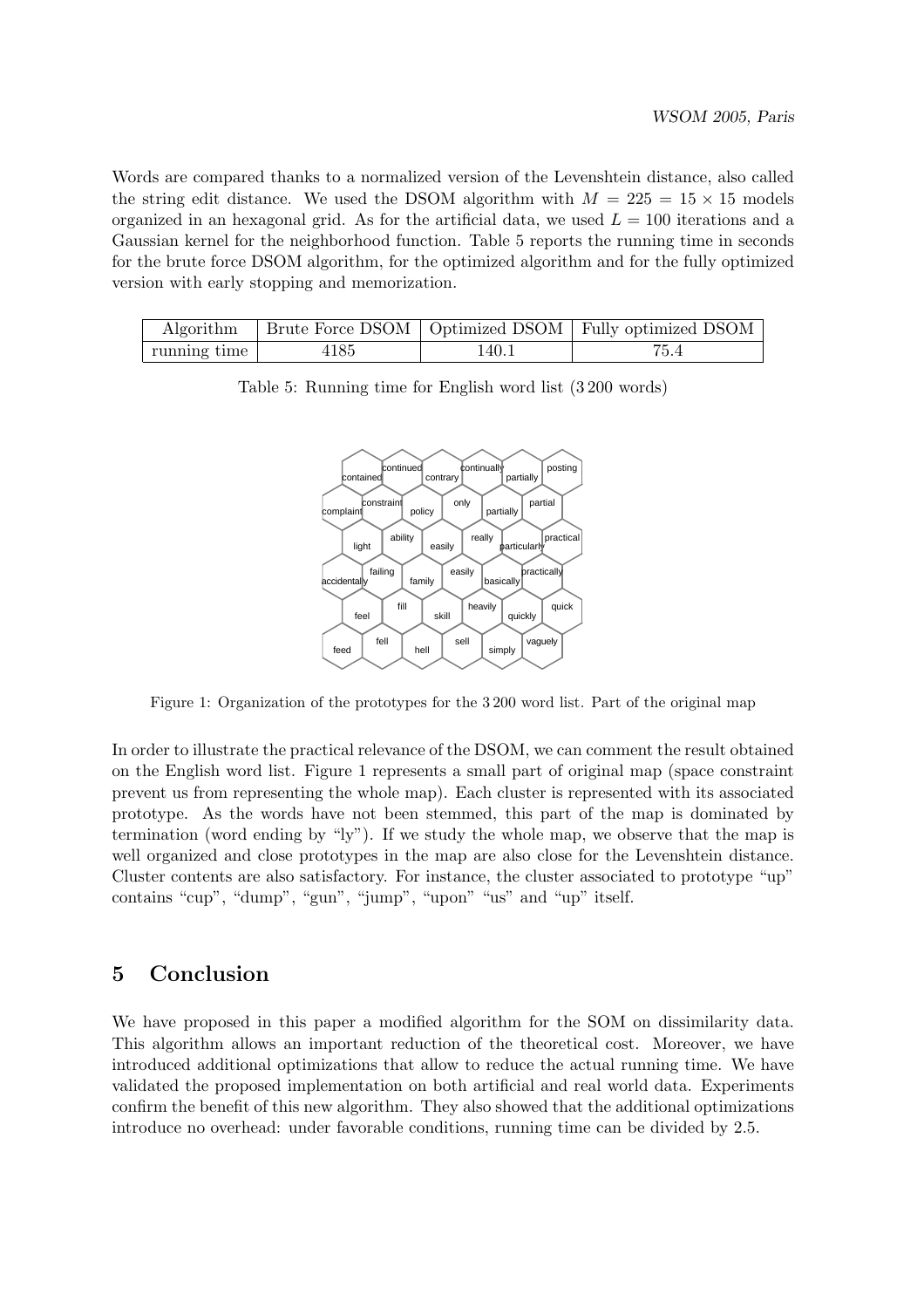Words are compared thanks to a normalized version of the Levenshtein distance, also called the string edit distance. We used the DSOM algorithm with $M = 225 = 15 \times 15$ models organized in an hexagonal grid. As for the artificial data, we used $L = 100$ iterations and a Gaussian kernel for the neighborhood function. Table 5 reports the running time in seconds for the brute force DSOM algorithm, for the optimized algorithm and for the fully optimized version with early stopping and memorization.

| Algorithm | Brute Force DSOM | Optimized DSOM | Fully optimized DSOM |
|---|---|---|---|
| running time | 4185 | 140.1 | 75.4 |

Table 5: Running time for English word list (3 200 words)

Figure 1: Organization of the prototypes for the 3 200 word list. Part of the original map

In order to illustrate the practical relevance of the DSOM, we can comment the result obtained on the English word list. Figure 1 represents a small part of original map (space constraint prevent us from representing the whole map). Each cluster is represented with its associated prototype. As the words have not been stemmed, this part of the map is dominated by termination (word ending by "ly"). If we study the whole map, we observe that the map is well organized and close prototypes in the map are also close for the Levenshtein distance. Cluster contents are also satisfactory. For instance, the cluster associated to prototype "up" contains "cup", "dump", "gun", "jump", "upon" "us" and "up" itself.

## 5 Conclusion

We have proposed in this paper a modified algorithm for the SOM on dissimilarity data. This algorithm allows an important reduction of the theoretical cost. Moreover, we have introduced additional optimizations that allow to reduce the actual running time. We have validated the proposed implementation on both artificial and real world data. Experiments confirm the benefit of this new algorithm. They also showed that the additional optimizations introduce no overhead: under favorable conditions, running time can be divided by 2.5.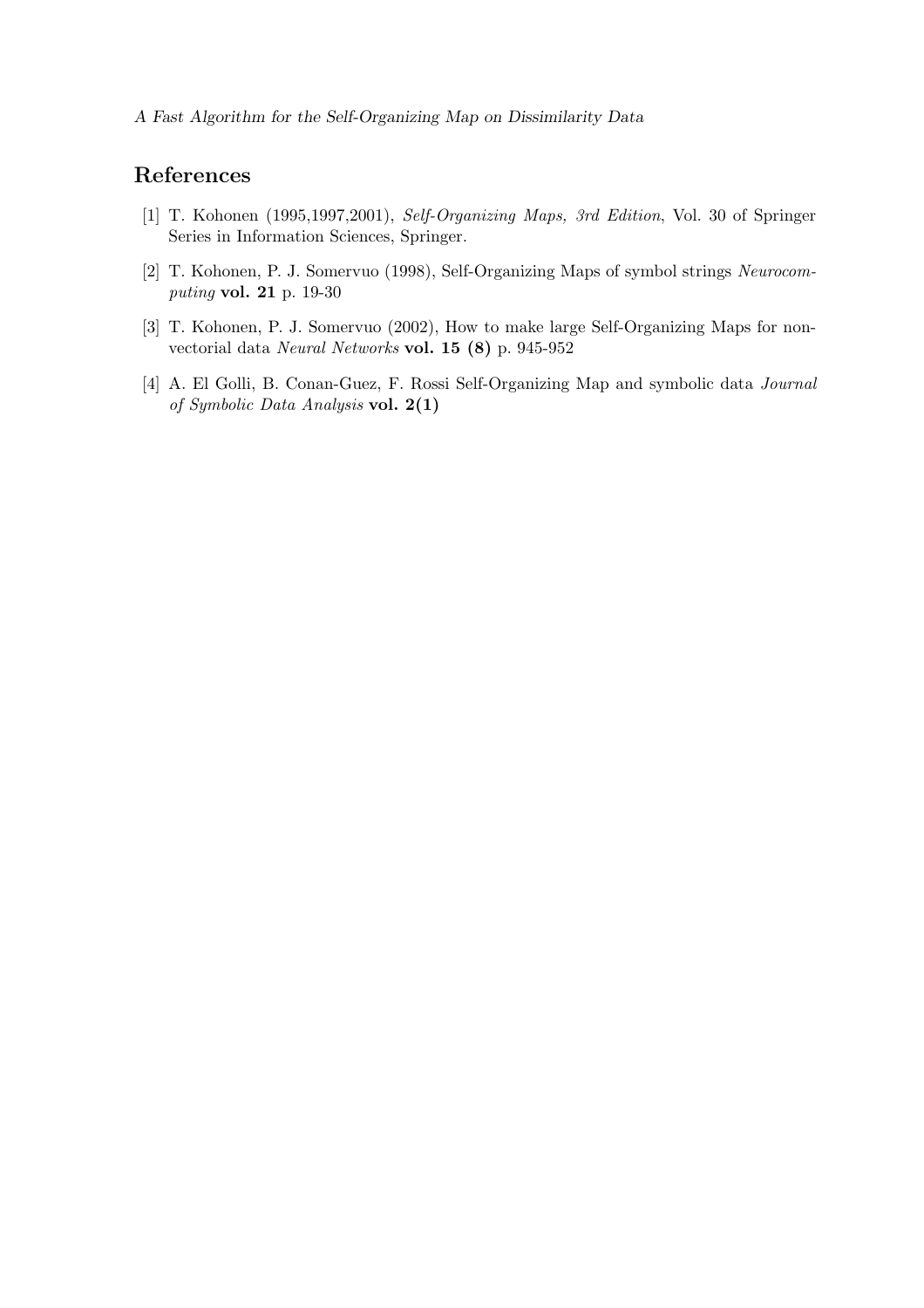## References

[1] T. Kohonen (1995,1997,2001), *Self-Organizing Maps, 3rd Edition*, Vol. 30 of Springer Series in Information Sciences, Springer.

[2] T. Kohonen, P. J. Somervuo (1998), Self-Organizing Maps of symbol strings *Neurocomputing* **vol. 21** p. 19-30

[3] T. Kohonen, P. J. Somervuo (2002), How to make large Self-Organizing Maps for nonvectorial data *Neural Networks* **vol. 15 (8)** p. 945-952

[4] A. El Golli, B. Conan-Guez, F. Rossi Self-Organizing Map and symbolic data *Journal of Symbolic Data Analysis* **vol. 2(1)**